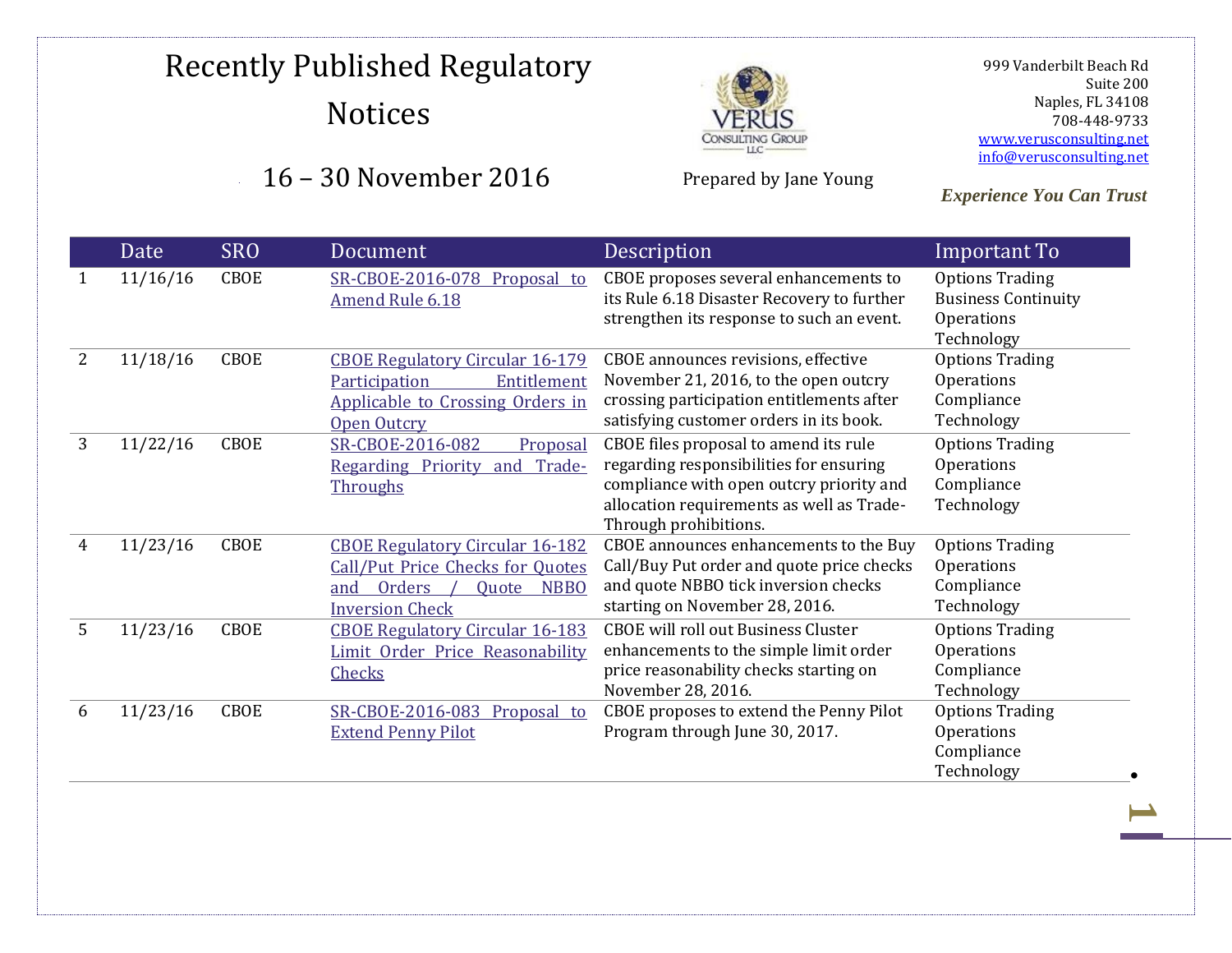# Recently Published Regulatory Notices

## 16 – 30 November 2016

Prepared by Jane Young

999 Vanderbilt Beach Rd
Suite 200
Naples, FL 34108
708-448-9733
www.verusconsulting.net
info@verusconsulting.net

***Experience You Can Trust***

| | Date | SRO | Document | Description | Important To |
|---|---|---|---|---|---|
| 1 | 11/16/16 | CBOE | SR-CBOE-2016-078 Proposal to Amend Rule 6.18 | CBOE proposes several enhancements to its Rule 6.18 Disaster Recovery to further strengthen its response to such an event. | Options Trading<br>Business Continuity<br>Operations<br>Technology |
| 2 | 11/18/16 | CBOE | CBOE Regulatory Circular 16-179 Participation Entitlement Applicable to Crossing Orders in Open Outcry | CBOE announces revisions, effective November 21, 2016, to the open outcry crossing participation entitlements after satisfying customer orders in its book. | Options Trading<br>Operations<br>Compliance<br>Technology |
| 3 | 11/22/16 | CBOE | SR-CBOE-2016-082 Proposal Regarding Priority and Trade-Throughs | CBOE files proposal to amend its rule regarding responsibilities for ensuring compliance with open outcry priority and allocation requirements as well as Trade-Through prohibitions. | Options Trading<br>Operations<br>Compliance<br>Technology |
| 4 | 11/23/16 | CBOE | CBOE Regulatory Circular 16-182 Call/Put Price Checks for Quotes and Orders / Quote NBBO Inversion Check | CBOE announces enhancements to the Buy Call/Buy Put order and quote price checks and quote NBBO tick inversion checks starting on November 28, 2016. | Options Trading<br>Operations<br>Compliance<br>Technology |
| 5 | 11/23/16 | CBOE | CBOE Regulatory Circular 16-183 Limit Order Price Reasonability Checks | CBOE will roll out Business Cluster enhancements to the simple limit order price reasonability checks starting on November 28, 2016. | Options Trading<br>Operations<br>Compliance<br>Technology |
| 6 | 11/23/16 | CBOE | SR-CBOE-2016-083 Proposal to Extend Penny Pilot | CBOE proposes to extend the Penny Pilot Program through June 30, 2017. | Options Trading<br>Operations<br>Compliance<br>Technology |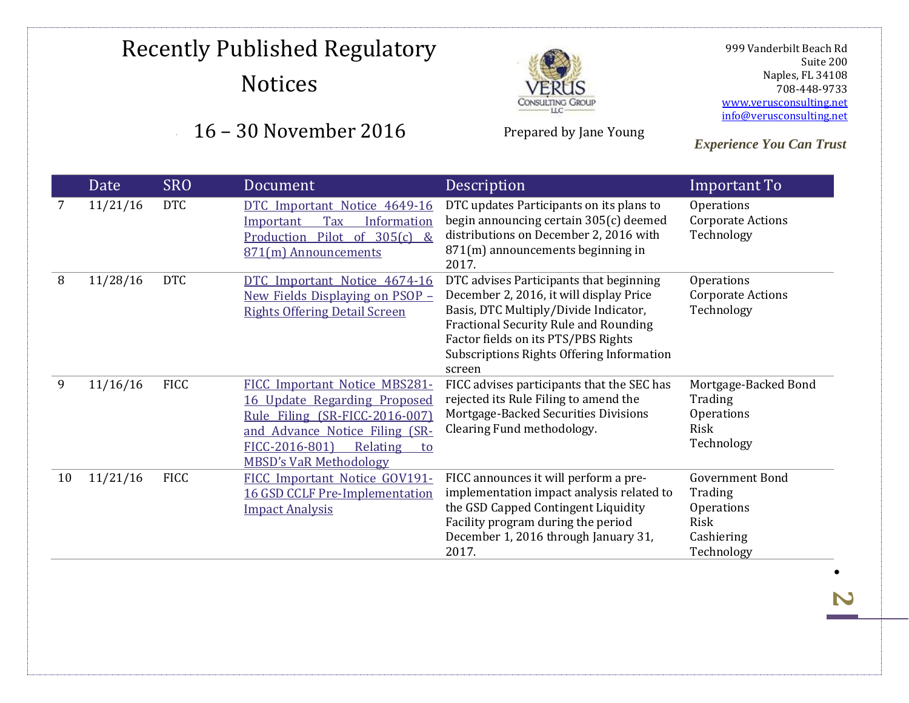# Recently Published Regulatory Notices

## 16 – 30 November 2016

Prepared by Jane Young

999 Vanderbilt Beach Rd
Suite 200
Naples, FL 34108
708-448-9733
www.verusconsulting.net
info@verusconsulting.net

***Experience You Can Trust***

| | Date | SRO | Document | Description | Important To |
|---|---|---|---|---|---|
| 7 | 11/21/16 | DTC | DTC Important Notice 4649-16 Important Tax Information Production Pilot of 305(c) & 871(m) Announcements | DTC updates Participants on its plans to begin announcing certain 305(c) deemed distributions on December 2, 2016 with 871(m) announcements beginning in 2017. | Operations<br>Corporate Actions<br>Technology |
| 8 | 11/28/16 | DTC | DTC Important Notice 4674-16 New Fields Displaying on PSOP – Rights Offering Detail Screen | DTC advises Participants that beginning December 2, 2016, it will display Price Basis, DTC Multiply/Divide Indicator, Fractional Security Rule and Rounding Factor fields on its PTS/PBS Rights Subscriptions Rights Offering Information screen | Operations<br>Corporate Actions<br>Technology |
| 9 | 11/16/16 | FICC | FICC Important Notice MBS281-16 Update Regarding Proposed Rule Filing (SR-FICC-2016-007) and Advance Notice Filing (SR-FICC-2016-801) Relating to MBSD's VaR Methodology | FICC advises participants that the SEC has rejected its Rule Filing to amend the Mortgage-Backed Securities Divisions Clearing Fund methodology. | Mortgage-Backed Bond Trading<br>Operations<br>Risk<br>Technology |
| 10 | 11/21/16 | FICC | FICC Important Notice GOV191-16 GSD CCLF Pre-Implementation Impact Analysis | FICC announces it will perform a pre-implementation impact analysis related to the GSD Capped Contingent Liquidity Facility program during the period December 1, 2016 through January 31, 2017. | Government Bond Trading<br>Operations<br>Risk<br>Cashiering<br>Technology |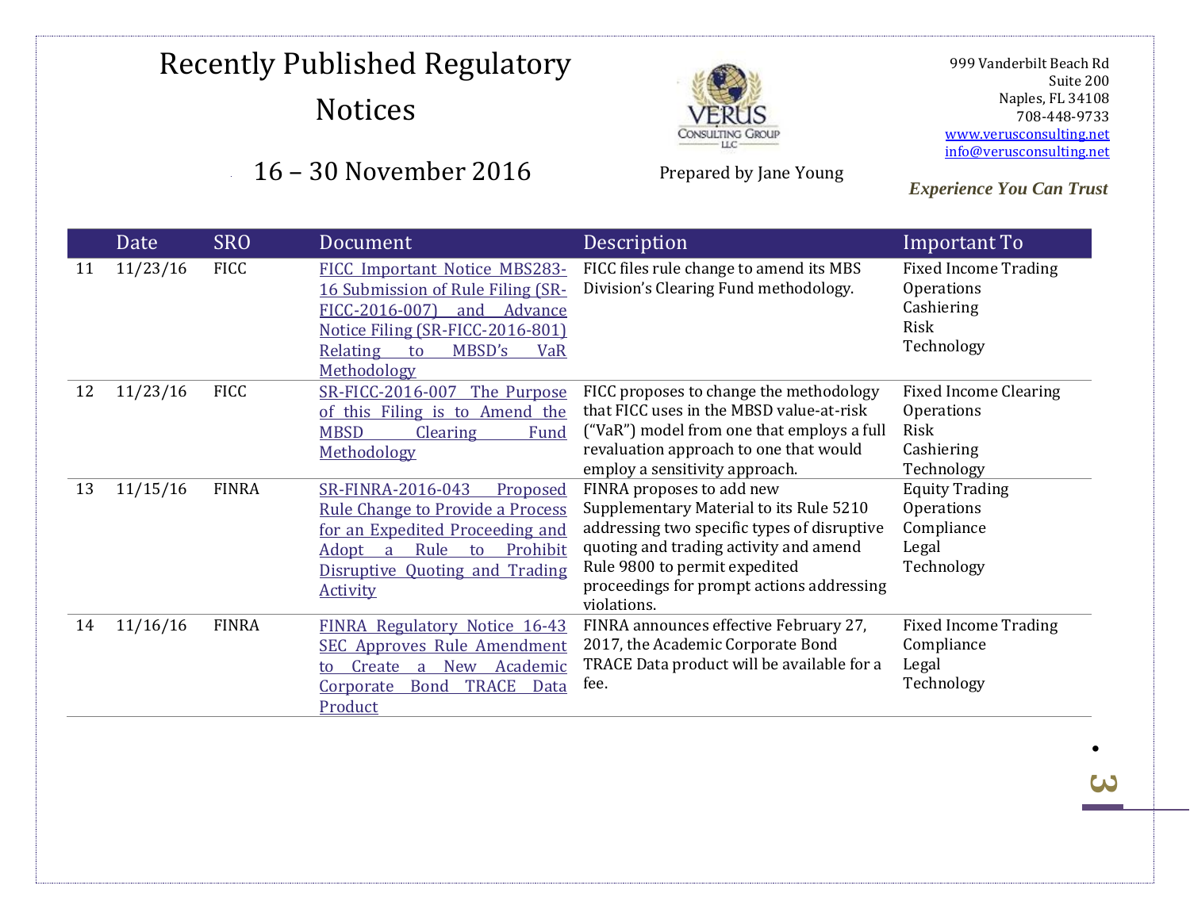# Recently Published Regulatory Notices

## 16 – 30 November 2016

Prepared by Jane Young

999 Vanderbilt Beach Rd
Suite 200
Naples, FL 34108
708-448-9733
www.verusconsulting.net
info@verusconsulting.net

*Experience You Can Trust*

| | Date | SRO | Document | Description | Important To |
|---|---|---|---|---|---|
| 11 | 11/23/16 | FICC | FICC Important Notice MBS283-16 Submission of Rule Filing (SR-FICC-2016-007) and Advance Notice Filing (SR-FICC-2016-801) Relating to MBSD's VaR Methodology | FICC files rule change to amend its MBS Division's Clearing Fund methodology. | Fixed Income Trading<br>Operations<br>Cashiering<br>Risk<br>Technology |
| 12 | 11/23/16 | FICC | SR-FICC-2016-007 The Purpose of this Filing is to Amend the MBSD Clearing Fund Methodology | FICC proposes to change the methodology that FICC uses in the MBSD value-at-risk ("VaR") model from one that employs a full revaluation approach to one that would employ a sensitivity approach. | Fixed Income Clearing<br>Operations<br>Risk<br>Cashiering<br>Technology |
| 13 | 11/15/16 | FINRA | SR-FINRA-2016-043 Proposed Rule Change to Provide a Process for an Expedited Proceeding and Adopt a Rule to Prohibit Disruptive Quoting and Trading Activity | FINRA proposes to add new Supplementary Material to its Rule 5210 addressing two specific types of disruptive quoting and trading activity and amend Rule 9800 to permit expedited proceedings for prompt actions addressing violations. | Equity Trading<br>Operations<br>Compliance<br>Legal<br>Technology |
| 14 | 11/16/16 | FINRA | FINRA Regulatory Notice 16-43 SEC Approves Rule Amendment to Create a New Academic Corporate Bond TRACE Data Product | FINRA announces effective February 27, 2017, the Academic Corporate Bond TRACE Data product will be available for a fee. | Fixed Income Trading<br>Compliance<br>Legal<br>Technology |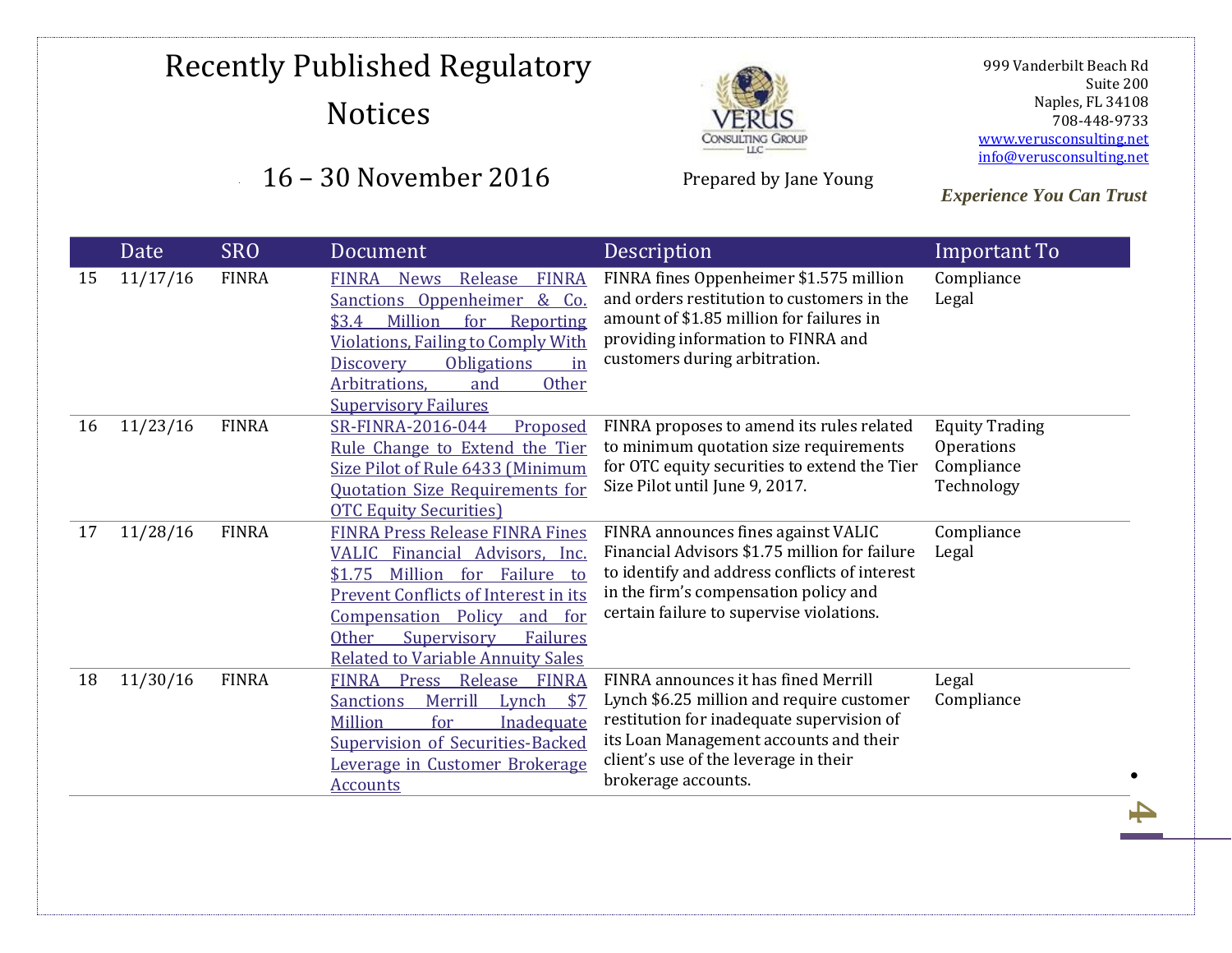# Recently Published Regulatory Notices

## 16 – 30 November 2016

Prepared by Jane Young

999 Vanderbilt Beach Rd
Suite 200
Naples, FL 34108
708-448-9733
www.verusconsulting.net
info@verusconsulting.net

*Experience You Can Trust*

| | Date | SRO | Document | Description | Important To |
|---|---|---|---|---|---|
| 15 | 11/17/16 | FINRA | FINRA News Release FINRA Sanctions Oppenheimer & Co. $3.4 Million for Reporting Violations, Failing to Comply With Discovery Obligations in Arbitrations, and Other Supervisory Failures | FINRA fines Oppenheimer $1.575 million and orders restitution to customers in the amount of $1.85 million for failures in providing information to FINRA and customers during arbitration. | Compliance<br>Legal |
| 16 | 11/23/16 | FINRA | SR-FINRA-2016-044 Proposed Rule Change to Extend the Tier Size Pilot of Rule 6433 (Minimum Quotation Size Requirements for OTC Equity Securities) | FINRA proposes to amend its rules related to minimum quotation size requirements for OTC equity securities to extend the Tier Size Pilot until June 9, 2017. | Equity Trading<br>Operations<br>Compliance<br>Technology |
| 17 | 11/28/16 | FINRA | FINRA Press Release FINRA Fines VALIC Financial Advisors, Inc. $1.75 Million for Failure to Prevent Conflicts of Interest in its Compensation Policy and for Other Supervisory Failures Related to Variable Annuity Sales | FINRA announces fines against VALIC Financial Advisors $1.75 million for failure to identify and address conflicts of interest in the firm's compensation policy and certain failure to supervise violations. | Compliance<br>Legal |
| 18 | 11/30/16 | FINRA | FINRA Press Release FINRA Sanctions Merrill Lynch $7 Million for Inadequate Supervision of Securities-Backed Leverage in Customer Brokerage Accounts | FINRA announces it has fined Merrill Lynch $6.25 million and require customer restitution for inadequate supervision of its Loan Management accounts and their client's use of the leverage in their brokerage accounts. | Legal<br>Compliance |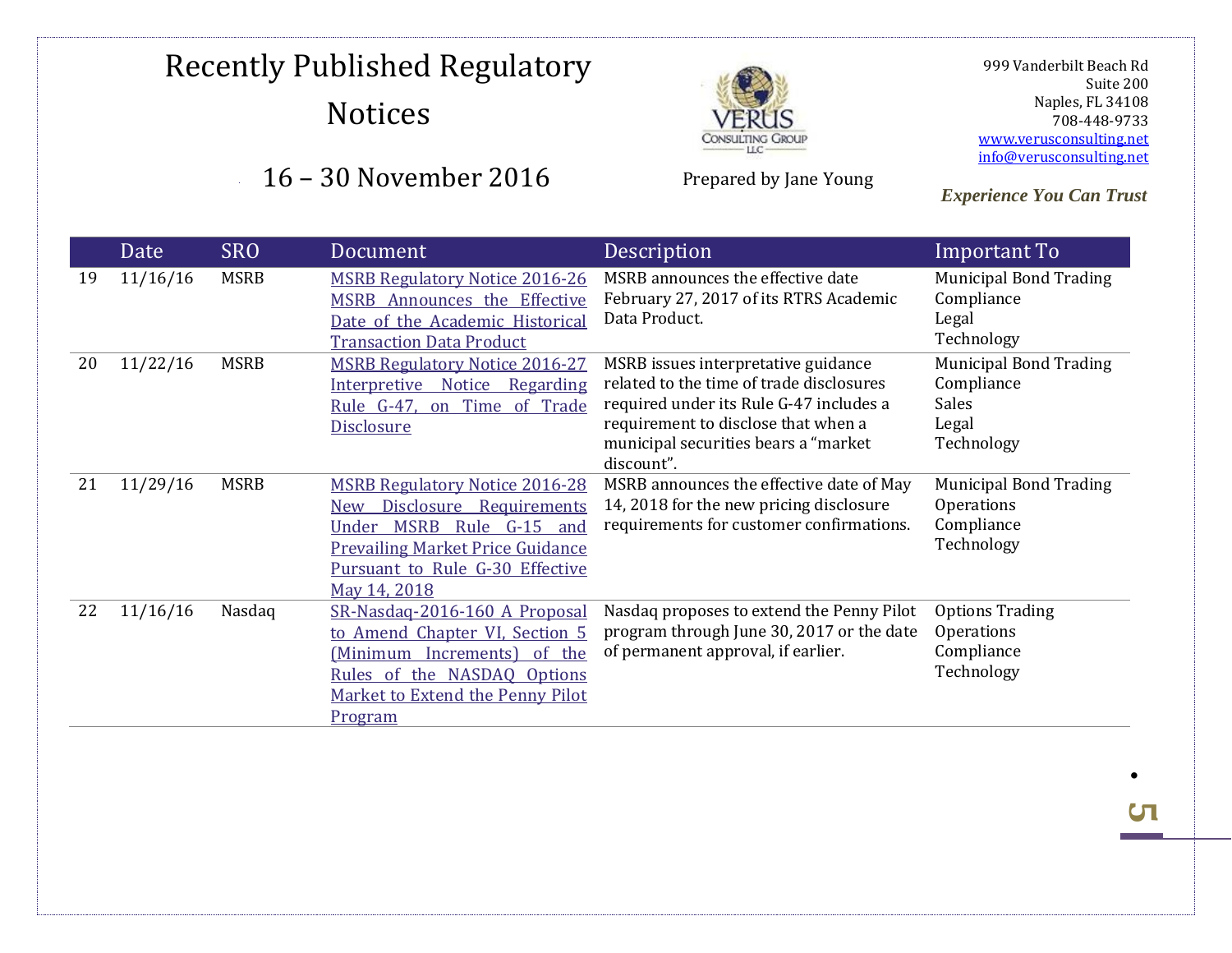# Recently Published Regulatory Notices

## 16 – 30 November 2016

Prepared by Jane Young

999 Vanderbilt Beach Rd
Suite 200
Naples, FL 34108
708-448-9733
www.verusconsulting.net
info@verusconsulting.net

***Experience You Can Trust***

| | Date | SRO | Document | Description | Important To |
|---|---|---|---|---|---|
| 19 | 11/16/16 | MSRB | MSRB Regulatory Notice 2016-26 MSRB Announces the Effective Date of the Academic Historical Transaction Data Product | MSRB announces the effective date February 27, 2017 of its RTRS Academic Data Product. | Municipal Bond Trading<br>Compliance<br>Legal<br>Technology |
| 20 | 11/22/16 | MSRB | MSRB Regulatory Notice 2016-27 Interpretive Notice Regarding Rule G-47, on Time of Trade Disclosure | MSRB issues interpretative guidance related to the time of trade disclosures required under its Rule G-47 includes a requirement to disclose that when a municipal securities bears a "market discount". | Municipal Bond Trading<br>Compliance<br>Sales<br>Legal<br>Technology |
| 21 | 11/29/16 | MSRB | MSRB Regulatory Notice 2016-28 New Disclosure Requirements Under MSRB Rule G-15 and Prevailing Market Price Guidance Pursuant to Rule G-30 Effective May 14, 2018 | MSRB announces the effective date of May 14, 2018 for the new pricing disclosure requirements for customer confirmations. | Municipal Bond Trading<br>Operations<br>Compliance<br>Technology |
| 22 | 11/16/16 | Nasdaq | SR-Nasdaq-2016-160 A Proposal to Amend Chapter VI, Section 5 (Minimum Increments) of the Rules of the NASDAQ Options Market to Extend the Penny Pilot Program | Nasdaq proposes to extend the Penny Pilot program through June 30, 2017 or the date of permanent approval, if earlier. | Options Trading<br>Operations<br>Compliance<br>Technology |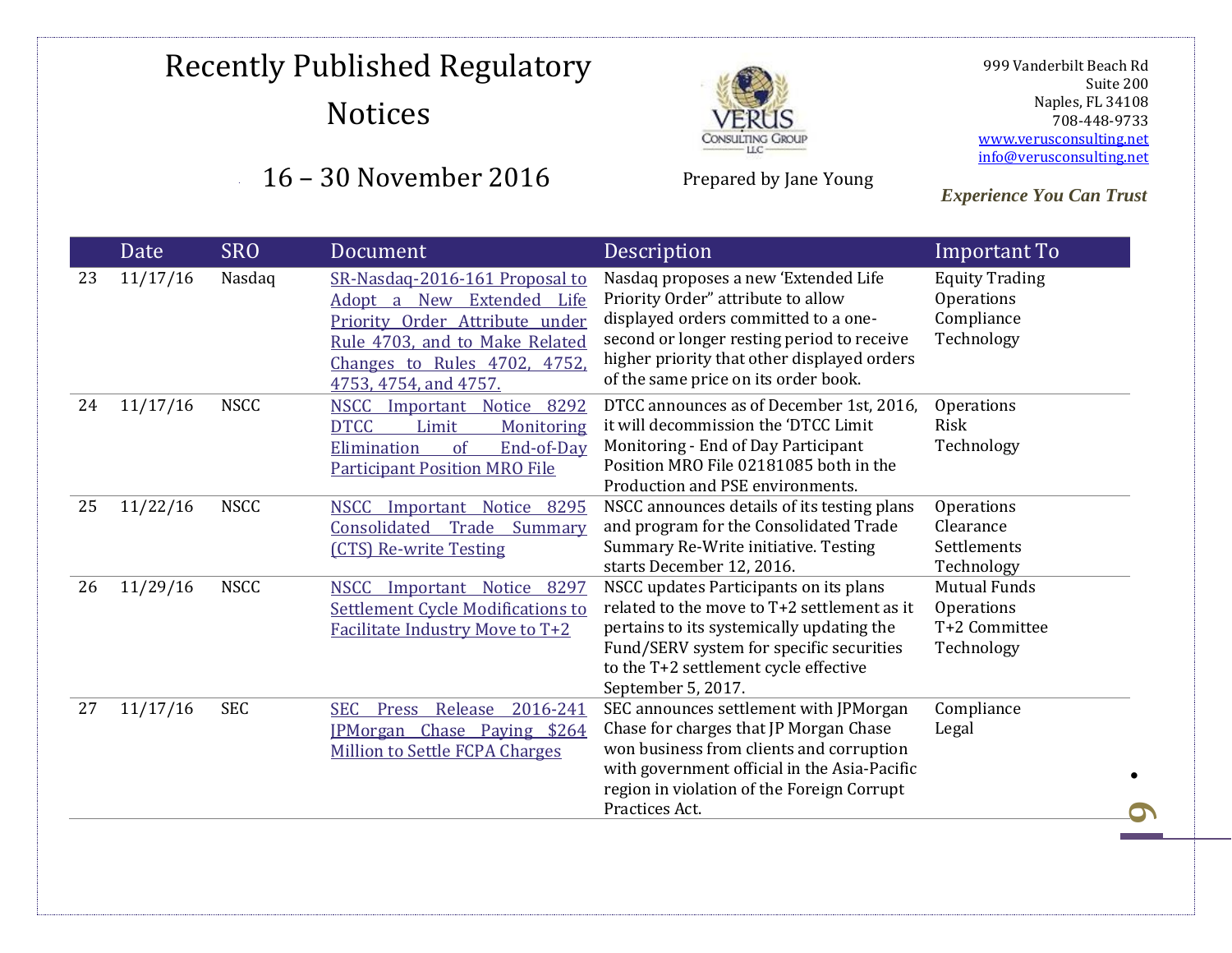# Recently Published Regulatory Notices

## 16 – 30 November 2016

Prepared by Jane Young

999 Vanderbilt Beach Rd
Suite 200
Naples, FL 34108
708-448-9733
www.verusconsulting.net
info@verusconsulting.net

***Experience You Can Trust***

| | Date | SRO | Document | Description | Important To |
|---|---|---|---|---|---|
| 23 | 11/17/16 | Nasdaq | SR-Nasdaq-2016-161 Proposal to Adopt a New Extended Life Priority Order Attribute under Rule 4703, and to Make Related Changes to Rules 4702, 4752, 4753, 4754, and 4757. | Nasdaq proposes a new 'Extended Life Priority Order" attribute to allow displayed orders committed to a one-second or longer resting period to receive higher priority that other displayed orders of the same price on its order book. | Equity Trading<br>Operations<br>Compliance<br>Technology |
| 24 | 11/17/16 | NSCC | NSCC Important Notice 8292 DTCC Limit Monitoring Elimination of End-of-Day Participant Position MRO File | DTCC announces as of December 1st, 2016, it will decommission the 'DTCC Limit Monitoring - End of Day Participant Position MRO File 02181085 both in the Production and PSE environments. | Operations<br>Risk<br>Technology |
| 25 | 11/22/16 | NSCC | NSCC Important Notice 8295 Consolidated Trade Summary (CTS) Re-write Testing | NSCC announces details of its testing plans and program for the Consolidated Trade Summary Re-Write initiative. Testing starts December 12, 2016. | Operations<br>Clearance<br>Settlements<br>Technology |
| 26 | 11/29/16 | NSCC | NSCC Important Notice 8297 Settlement Cycle Modifications to Facilitate Industry Move to T+2 | NSCC updates Participants on its plans related to the move to T+2 settlement as it pertains to its systemically updating the Fund/SERV system for specific securities to the T+2 settlement cycle effective September 5, 2017. | Mutual Funds<br>Operations<br>T+2 Committee<br>Technology |
| 27 | 11/17/16 | SEC | SEC Press Release 2016-241 JPMorgan Chase Paying $264 Million to Settle FCPA Charges | SEC announces settlement with JPMorgan Chase for charges that JP Morgan Chase won business from clients and corruption with government official in the Asia-Pacific region in violation of the Foreign Corrupt Practices Act. | Compliance<br>Legal |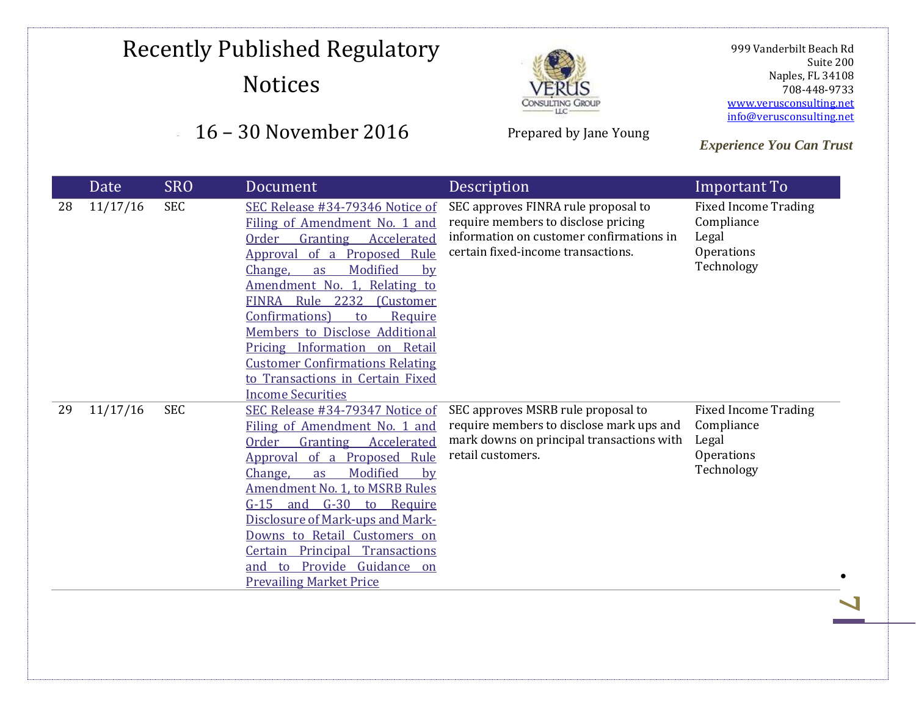# Recently Published Regulatory Notices

## 16 – 30 November 2016

Prepared by Jane Young

999 Vanderbilt Beach Rd
Suite 200
Naples, FL 34108
708-448-9733
www.verusconsulting.net
info@verusconsulting.net

***Experience You Can Trust***

| | Date | SRO | Document | Description | Important To |
|---|---|---|---|---|---|
| 28 | 11/17/16 | SEC | SEC Release #34-79346 Notice of Filing of Amendment No. 1 and Order Granting Accelerated Approval of a Proposed Rule Change, as Modified by Amendment No. 1, Relating to FINRA Rule 2232 (Customer Confirmations) to Require Members to Disclose Additional Pricing Information on Retail Customer Confirmations Relating to Transactions in Certain Fixed Income Securities | SEC approves FINRA rule proposal to require members to disclose pricing information on customer confirmations in certain fixed-income transactions. | Fixed Income Trading<br>Compliance<br>Legal<br>Operations<br>Technology |
| 29 | 11/17/16 | SEC | SEC Release #34-79347 Notice of Filing of Amendment No. 1 and Order Granting Accelerated Approval of a Proposed Rule Change, as Modified by Amendment No. 1, to MSRB Rules G-15 and G-30 to Require Disclosure of Mark-ups and Mark-Downs to Retail Customers on Certain Principal Transactions and to Provide Guidance on Prevailing Market Price | SEC approves MSRB rule proposal to require members to disclose mark ups and mark downs on principal transactions with retail customers. | Fixed Income Trading<br>Compliance<br>Legal<br>Operations<br>Technology |